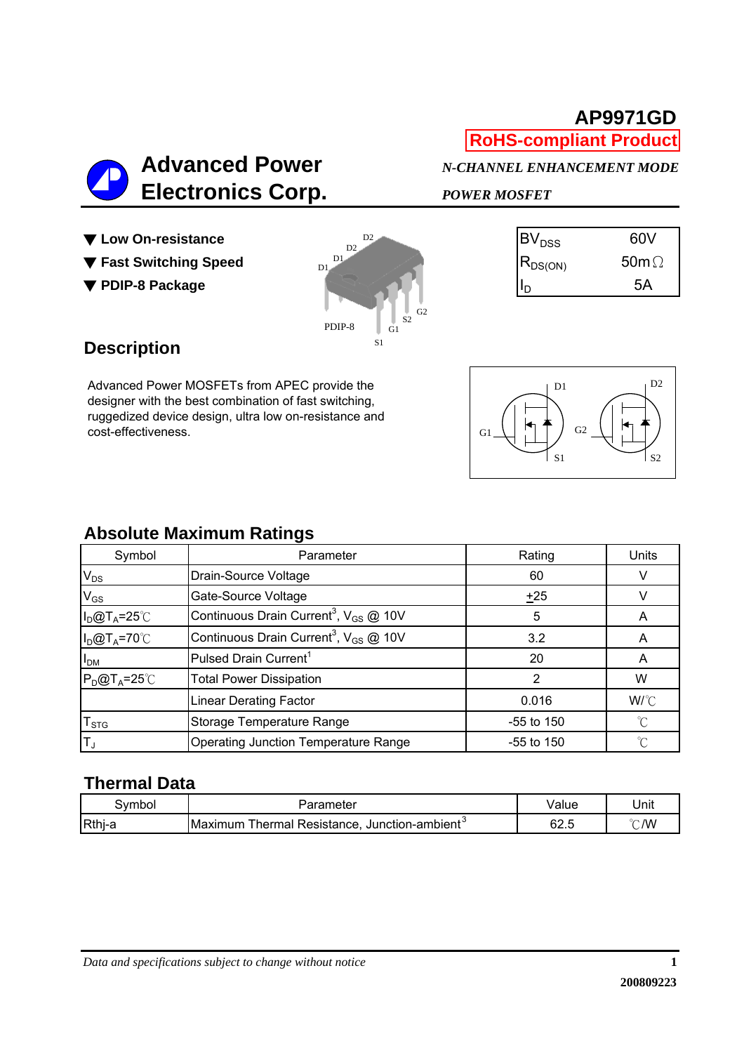# AP9971GD

**RoHS-compliant Product**

## Advanced Power Electronics Corp.

***N-CHANNEL ENHANCEMENT MODE POWER MOSFET***

- **Low On-resistance**
- **Fast Switching Speed**
- **PDIP-8 Package**

| | |
|---|---|
| $BV_{DSS}$ | 60V |
| $R_{DS(ON)}$ | 50mΩ |
| $I_D$ | 5A |

## Description

Advanced Power MOSFETs from APEC provide the designer with the best combination of fast switching, ruggedized device design, ultra low on-resistance and cost-effectiveness.

## Absolute Maximum Ratings

| Symbol | Parameter | Rating | Units |
|---|---|---|---|
| $V_{DS}$ | Drain-Source Voltage | 60 | V |
| $V_{GS}$ | Gate-Source Voltage | ±25 | V |
| $I_D$@$T_A$=25℃ | Continuous Drain Current[3], $V_{GS}$ @ 10V | 5 | A |
| $I_D$@$T_A$=70℃ | Continuous Drain Current[3], $V_{GS}$ @ 10V | 3.2 | A |
| $I_{DM}$ | Pulsed Drain Current[1] | 20 | A |
| $P_D$@$T_A$=25℃ | Total Power Dissipation | 2 | W |
| | Linear Derating Factor | 0.016 | W/℃ |
| $T_{STG}$ | Storage Temperature Range | -55 to 150 | ℃ |
| $T_J$ | Operating Junction Temperature Range | -55 to 150 | ℃ |

## Thermal Data

| Symbol | Parameter | Value | Unit |
|---|---|---|---|
| Rthj-a | Maximum Thermal Resistance, Junction-ambient[3] | 62.5 | ℃/W |

*Data and specifications subject to change without notice*

200809223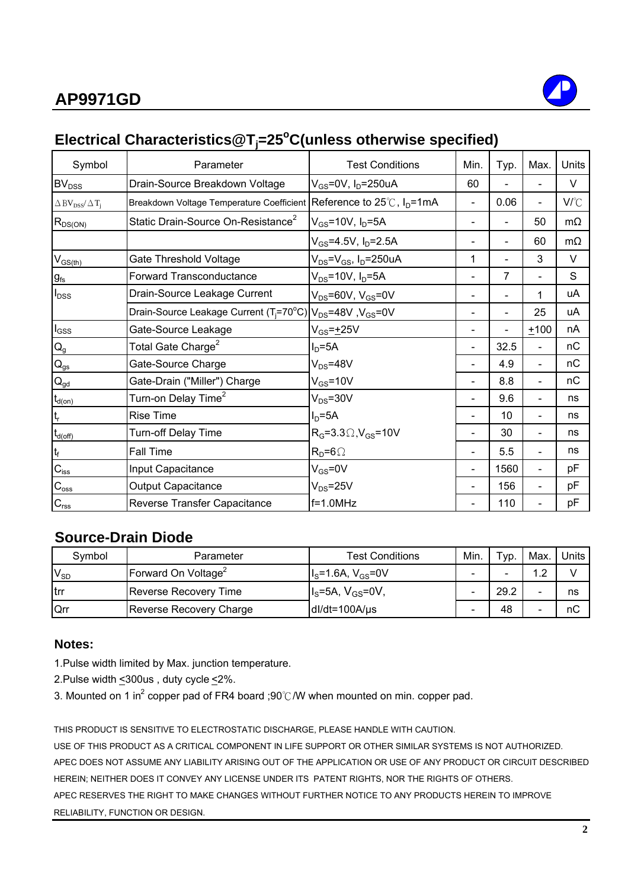# AP9971GD

## Electrical Characteristics@$T_j$=25°C(unless otherwise specified)

| Symbol | Parameter | Test Conditions | Min. | Typ. | Max. | Units |
|---|---|---|---|---|---|---|
| $BV_{DSS}$ | Drain-Source Breakdown Voltage | $V_{GS}$=0V, $I_D$=250uA | 60 | - | - | V |
| $\Delta BV_{DSS}/\Delta T_j$ | Breakdown Voltage Temperature Coefficient | Reference to 25℃, $I_D$=1mA | - | 0.06 | - | V/℃ |
| $R_{DS(ON)}$ | Static Drain-Source On-Resistance[2] | $V_{GS}$=10V, $I_D$=5A | - | - | 50 | mΩ |
| | | $V_{GS}$=4.5V, $I_D$=2.5A | - | - | 60 | mΩ |
| $V_{GS(th)}$ | Gate Threshold Voltage | $V_{DS}$=$V_{GS}$, $I_D$=250uA | 1 | - | 3 | V |
| $g_{fs}$ | Forward Transconductance | $V_{DS}$=10V, $I_D$=5A | - | 7 | - | S |
| $I_{DSS}$ | Drain-Source Leakage Current | $V_{DS}$=60V, $V_{GS}$=0V | - | - | 1 | uA |
| | Drain-Source Leakage Current ($T_j$=70°C) | $V_{DS}$=48V ,$V_{GS}$=0V | - | - | 25 | uA |
| $I_{GSS}$ | Gate-Source Leakage | $V_{GS}$=±25V | - | - | ±100 | nA |
| $Q_g$ | Total Gate Charge[2] | $I_D$=5A | - | 32.5 | - | nC |
| $Q_{gs}$ | Gate-Source Charge | $V_{DS}$=48V | - | 4.9 | - | nC |
| $Q_{gd}$ | Gate-Drain ("Miller") Charge | $V_{GS}$=10V | - | 8.8 | - | nC |
| $t_{d(on)}$ | Turn-on Delay Time[2] | $V_{DS}$=30V | - | 9.6 | - | ns |
| $t_r$ | Rise Time | $I_D$=5A | - | 10 | - | ns |
| $t_{d(off)}$ | Turn-off Delay Time | $R_G$=3.3Ω,$V_{GS}$=10V | - | 30 | - | ns |
| $t_f$ | Fall Time | $R_D$=6Ω | - | 5.5 | - | ns |
| $C_{iss}$ | Input Capacitance | $V_{GS}$=0V | - | 1560 | - | pF |
| $C_{oss}$ | Output Capacitance | $V_{DS}$=25V | - | 156 | - | pF |
| $C_{rss}$ | Reverse Transfer Capacitance | f=1.0MHz | - | 110 | - | pF |

## Source-Drain Diode

| Symbol | Parameter | Test Conditions | Min. | Typ. | Max. | Units |
|---|---|---|---|---|---|---|
| $V_{SD}$ | Forward On Voltage[2] | $I_S$=1.6A, $V_{GS}$=0V | - | - | 1.2 | V |
| trr | Reverse Recovery Time | $I_S$=5A, $V_{GS}$=0V, | - | 29.2 | - | ns |
| Qrr | Reverse Recovery Charge | dI/dt=100A/μs | - | 48 | - | nC |

### Notes:

1.Pulse width limited by Max. junction temperature.

2.Pulse width ≤300us , duty cycle ≤2%.

3. Mounted on 1 in² copper pad of FR4 board ;90℃/W when mounted on min. copper pad.

THIS PRODUCT IS SENSITIVE TO ELECTROSTATIC DISCHARGE, PLEASE HANDLE WITH CAUTION.

USE OF THIS PRODUCT AS A CRITICAL COMPONENT IN LIFE SUPPORT OR OTHER SIMILAR SYSTEMS IS NOT AUTHORIZED.

APEC DOES NOT ASSUME ANY LIABILITY ARISING OUT OF THE APPLICATION OR USE OF ANY PRODUCT OR CIRCUIT DESCRIBED HEREIN; NEITHER DOES IT CONVEY ANY LICENSE UNDER ITS PATENT RIGHTS, NOR THE RIGHTS OF OTHERS.

APEC RESERVES THE RIGHT TO MAKE CHANGES WITHOUT FURTHER NOTICE TO ANY PRODUCTS HEREIN TO IMPROVE RELIABILITY, FUNCTION OR DESIGN.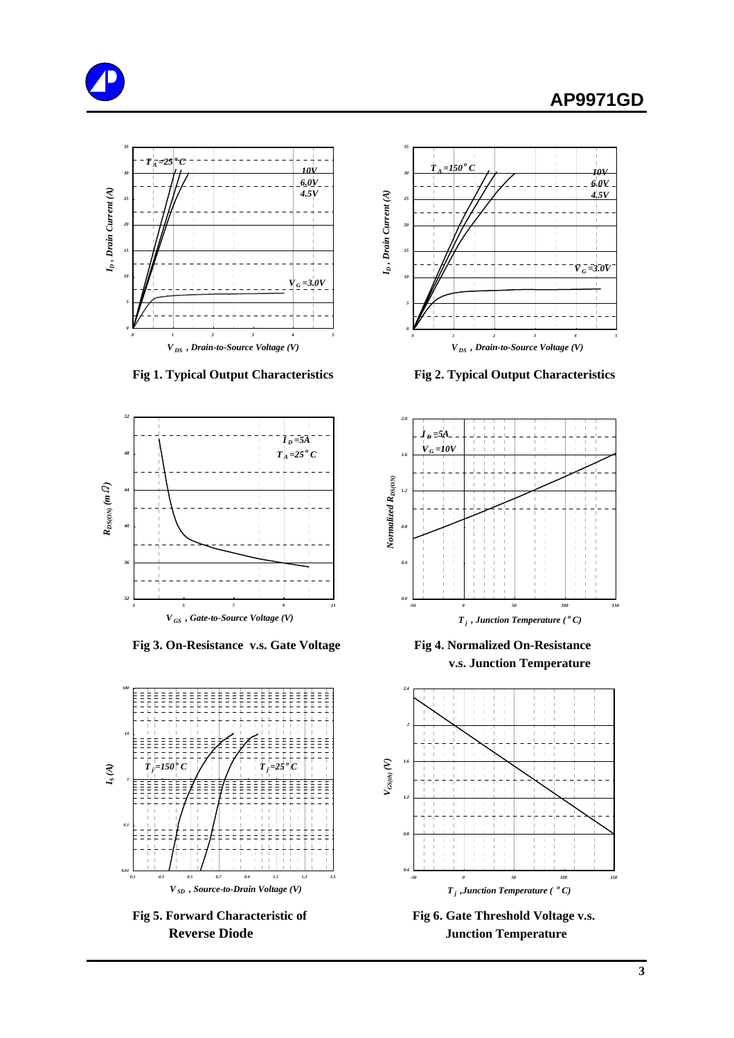Fig 1. Typical Output Characteristics

Fig 2. Typical Output Characteristics

Fig 3. On-Resistance v.s. Gate Voltage

Fig 4. Normalized On-Resistance v.s. Junction Temperature

Fig 5. Forward Characteristic of Reverse Diode

Fig 6. Gate Threshold Voltage v.s. Junction Temperature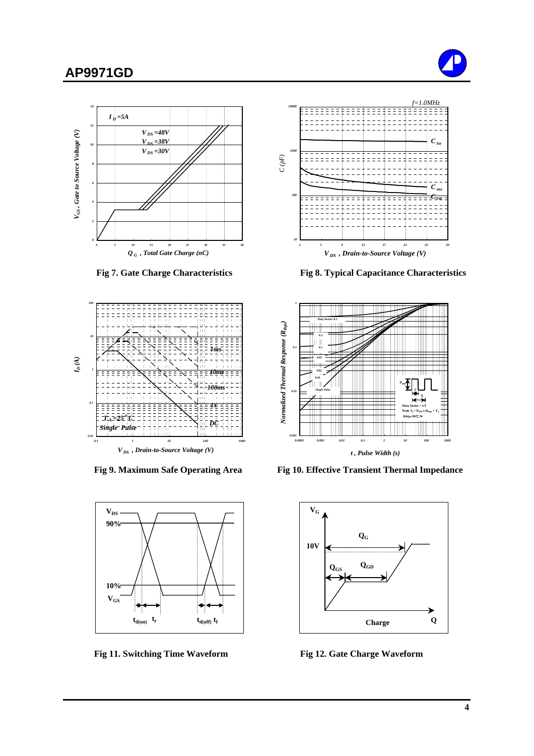Fig 7. Gate Charge Characteristics

Fig 8. Typical Capacitance Characteristics

Fig 9. Maximum Safe Operating Area

Fig 10. Effective Transient Thermal Impedance

Fig 11. Switching Time Waveform

Fig 12. Gate Charge Waveform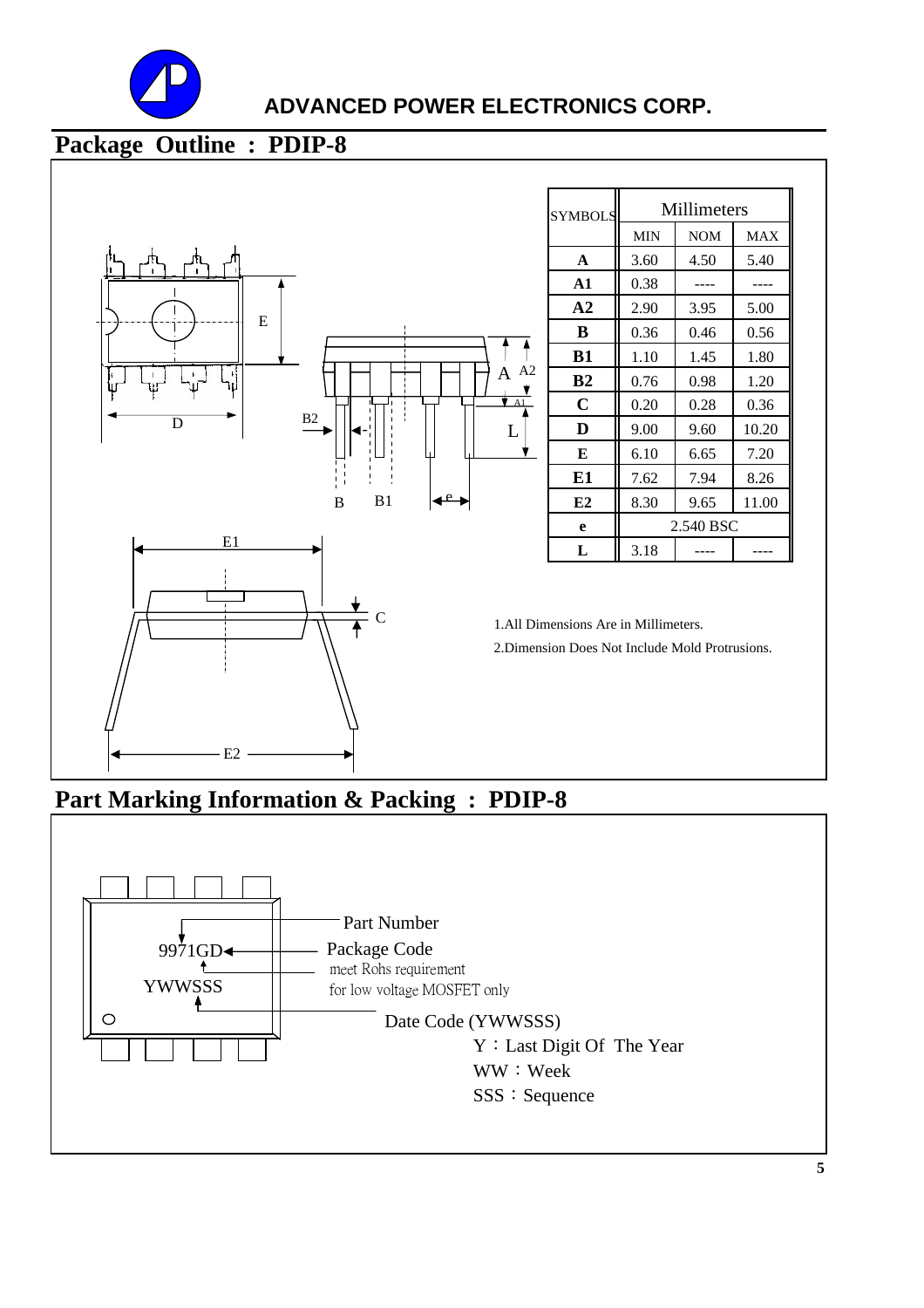**ADVANCED POWER ELECTRONICS CORP.**

## Package Outline : PDIP-8

| SYMBOLS | Millimeters | | |
|---|---|---|---|
| | MIN | NOM | MAX |
| **A** | 3.60 | 4.50 | 5.40 |
| **A1** | 0.38 | ---- | ---- |
| **A2** | 2.90 | 3.95 | 5.00 |
| **B** | 0.36 | 0.46 | 0.56 |
| **B1** | 1.10 | 1.45 | 1.80 |
| **B2** | 0.76 | 0.98 | 1.20 |
| **C** | 0.20 | 0.28 | 0.36 |
| **D** | 9.00 | 9.60 | 10.20 |
| **E** | 6.10 | 6.65 | 7.20 |
| **E1** | 7.62 | 7.94 | 8.26 |
| **E2** | 8.30 | 9.65 | 11.00 |
| **e** | 2.540 BSC | | |
| **L** | 3.18 | ---- | ---- |

1.All Dimensions Are in Millimeters.

2.Dimension Does Not Include Mold Protrusions.

## Part Marking Information & Packing : PDIP-8

9971GD

YWWSSS

Part Number

Package Code
meet Rohs requirement
for low voltage MOSFET only

Date Code (YWWSSS)

Y：Last Digit Of The Year

WW：Week

SSS：Sequence